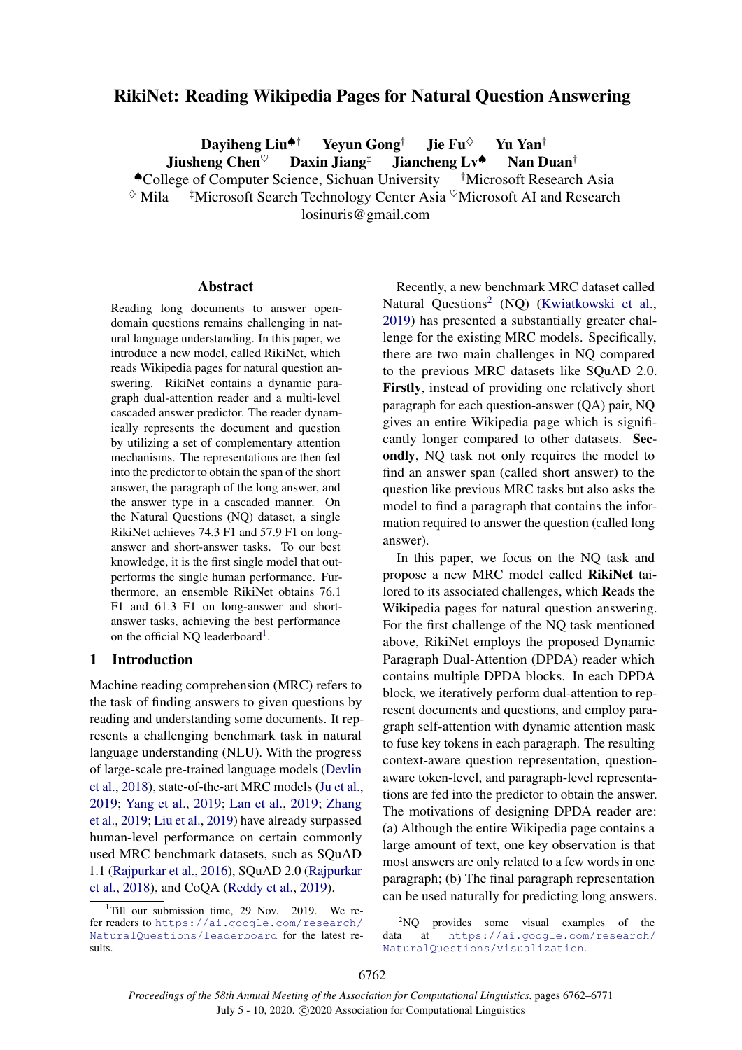# RikiNet: Reading Wikipedia Pages for Natural Question Answering

**Dayiheng Liu**[♠†] **Yeyun Gong**[†] **Jie Fu**[♢] **Yu Yan**[†]
**Jiusheng Chen**[♡] **Daxin Jiang**[‡] **Jiancheng Lv**[♠] **Nan Duan**[†]

[♠]College of Computer Science, Sichuan University [†]Microsoft Research Asia
[♢] Mila [‡]Microsoft Search Technology Center Asia [♡]Microsoft AI and Research
losinuris@gmail.com

## Abstract

Reading long documents to answer open-domain questions remains challenging in natural language understanding. In this paper, we introduce a new model, called RikiNet, which reads Wikipedia pages for natural question answering. RikiNet contains a dynamic paragraph dual-attention reader and a multi-level cascaded answer predictor. The reader dynamically represents the document and question by utilizing a set of complementary attention mechanisms. The representations are then fed into the predictor to obtain the span of the short answer, the paragraph of the long answer, and the answer type in a cascaded manner. On the Natural Questions (NQ) dataset, a single RikiNet achieves 74.3 F1 and 57.9 F1 on long-answer and short-answer tasks. To our best knowledge, it is the first single model that outperforms the single human performance. Furthermore, an ensemble RikiNet obtains 76.1 F1 and 61.3 F1 on long-answer and short-answer tasks, achieving the best performance on the official NQ leaderboard[1].

## 1 Introduction

Machine reading comprehension (MRC) refers to the task of finding answers to given questions by reading and understanding some documents. It represents a challenging benchmark task in natural language understanding (NLU). With the progress of large-scale pre-trained language models (Devlin et al., 2018), state-of-the-art MRC models (Ju et al., 2019; Yang et al., 2019; Lan et al., 2019; Zhang et al., 2019; Liu et al., 2019) have already surpassed human-level performance on certain commonly used MRC benchmark datasets, such as SQuAD 1.1 (Rajpurkar et al., 2016), SQuAD 2.0 (Rajpurkar et al., 2018), and CoQA (Reddy et al., 2019).

Recently, a new benchmark MRC dataset called Natural Questions[2] (NQ) (Kwiatkowski et al., 2019) has presented a substantially greater challenge for the existing MRC models. Specifically, there are two main challenges in NQ compared to the previous MRC datasets like SQuAD 2.0. **Firstly**, instead of providing one relatively short paragraph for each question-answer (QA) pair, NQ gives an entire Wikipedia page which is significantly longer compared to other datasets. **Secondly**, NQ task not only requires the model to find an answer span (called short answer) to the question like previous MRC tasks but also asks the model to find a paragraph that contains the information required to answer the question (called long answer).

In this paper, we focus on the NQ task and propose a new MRC model called **RikiNet** tailored to its associated challenges, which **R**eads the **Wiki**pedia pages for natural question answering. For the first challenge of the NQ task mentioned above, RikiNet employs the proposed Dynamic Paragraph Dual-Attention (DPDA) reader which contains multiple DPDA blocks. In each DPDA block, we iteratively perform dual-attention to represent documents and questions, and employ paragraph self-attention with dynamic attention mask to fuse key tokens in each paragraph. The resulting context-aware question representation, question-aware token-level, and paragraph-level representations are fed into the predictor to obtain the answer. The motivations of designing DPDA reader are: (a) Although the entire Wikipedia page contains a large amount of text, one key observation is that most answers are only related to a few words in one paragraph; (b) The final paragraph representation can be used naturally for predicting long answers.

[1]Till our submission time, 29 Nov. 2019. We refer readers to https://ai.google.com/research/NaturalQuestions/leaderboard for the latest results.

[2]NQ provides some visual examples of the data at https://ai.google.com/research/NaturalQuestions/visualization.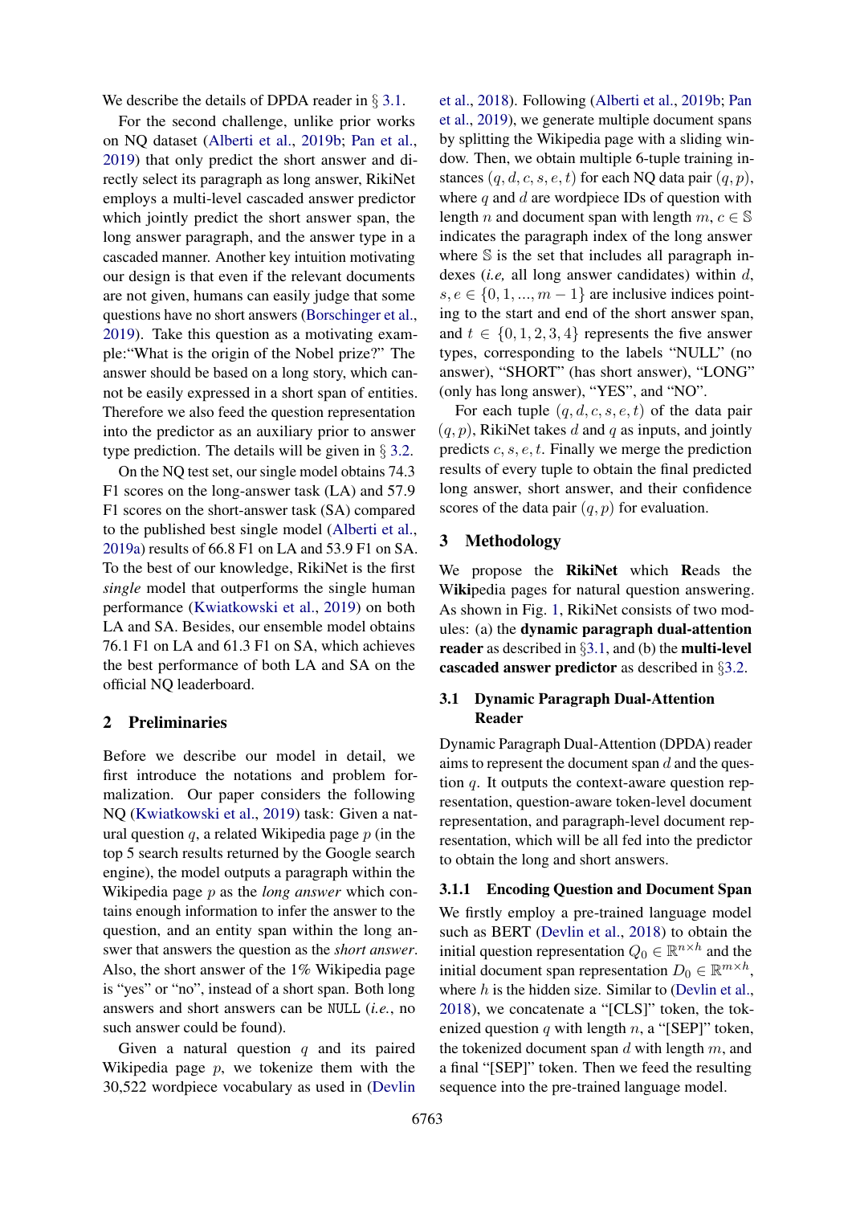We describe the details of DPDA reader in § 3.1.

For the second challenge, unlike prior works on NQ dataset (Alberti et al., 2019b; Pan et al., 2019) that only predict the short answer and directly select its paragraph as long answer, RikiNet employs a multi-level cascaded answer predictor which jointly predict the short answer span, the long answer paragraph, and the answer type in a cascaded manner. Another key intuition motivating our design is that even if the relevant documents are not given, humans can easily judge that some questions have no short answers (Borschinger et al., 2019). Take this question as a motivating example:"What is the origin of the Nobel prize?" The answer should be based on a long story, which cannot be easily expressed in a short span of entities. Therefore we also feed the question representation into the predictor as an auxiliary prior to answer type prediction. The details will be given in § 3.2.

On the NQ test set, our single model obtains 74.3 F1 scores on the long-answer task (LA) and 57.9 F1 scores on the short-answer task (SA) compared to the published best single model (Alberti et al., 2019a) results of 66.8 F1 on LA and 53.9 F1 on SA. To the best of our knowledge, RikiNet is the first *single* model that outperforms the single human performance (Kwiatkowski et al., 2019) on both LA and SA. Besides, our ensemble model obtains 76.1 F1 on LA and 61.3 F1 on SA, which achieves the best performance of both LA and SA on the official NQ leaderboard.

## 2 Preliminaries

Before we describe our model in detail, we first introduce the notations and problem formalization. Our paper considers the following NQ (Kwiatkowski et al., 2019) task: Given a natural question $q$, a related Wikipedia page $p$ (in the top 5 search results returned by the Google search engine), the model outputs a paragraph within the Wikipedia page $p$ as the *long answer* which contains enough information to infer the answer to the question, and an entity span within the long answer that answers the question as the *short answer*. Also, the short answer of the 1% Wikipedia page is "yes" or "no", instead of a short span. Both long answers and short answers can be NULL (*i.e.*, no such answer could be found).

Given a natural question $q$ and its paired Wikipedia page $p$, we tokenize them with the 30,522 wordpiece vocabulary as used in (Devlin et al., 2018). Following (Alberti et al., 2019b; Pan et al., 2019), we generate multiple document spans by splitting the Wikipedia page with a sliding window. Then, we obtain multiple 6-tuple training instances $(q, d, c, s, e, t)$ for each NQ data pair $(q, p)$, where $q$ and $d$ are wordpiece IDs of question with length $n$ and document span with length $m$, $c \in \mathbb{S}$ indicates the paragraph index of the long answer where $\mathbb{S}$ is the set that includes all paragraph indexes (*i.e,* all long answer candidates) within $d$, $s, e \in \{0, 1, ..., m-1\}$ are inclusive indices pointing to the start and end of the short answer span, and $t \in \{0, 1, 2, 3, 4\}$ represents the five answer types, corresponding to the labels "NULL" (no answer), "SHORT" (has short answer), "LONG" (only has long answer), "YES", and "NO".

For each tuple $(q, d, c, s, e, t)$ of the data pair $(q, p)$, RikiNet takes $d$ and $q$ as inputs, and jointly predicts $c, s, e, t$. Finally we merge the prediction results of every tuple to obtain the final predicted long answer, short answer, and their confidence scores of the data pair $(q, p)$ for evaluation.

## 3 Methodology

We propose the **RikiNet** which **R**eads the **Wiki**pedia pages for natural question answering. As shown in Fig. 1, RikiNet consists of two modules: (a) the **dynamic paragraph dual-attention reader** as described in §3.1, and (b) the **multi-level cascaded answer predictor** as described in §3.2.

### 3.1 Dynamic Paragraph Dual-Attention Reader

Dynamic Paragraph Dual-Attention (DPDA) reader aims to represent the document span $d$ and the question $q$. It outputs the context-aware question representation, question-aware token-level document representation, and paragraph-level document representation, which will be all fed into the predictor to obtain the long and short answers.

#### 3.1.1 Encoding Question and Document Span

We firstly employ a pre-trained language model such as BERT (Devlin et al., 2018) to obtain the initial question representation $Q_0 \in \mathbb{R}^{n \times h}$ and the initial document span representation $D_0 \in \mathbb{R}^{m \times h}$, where $h$ is the hidden size. Similar to (Devlin et al., 2018), we concatenate a "[CLS]" token, the tokenized question $q$ with length $n$, a "[SEP]" token, the tokenized document span $d$ with length $m$, and a final "[SEP]" token. Then we feed the resulting sequence into the pre-trained language model.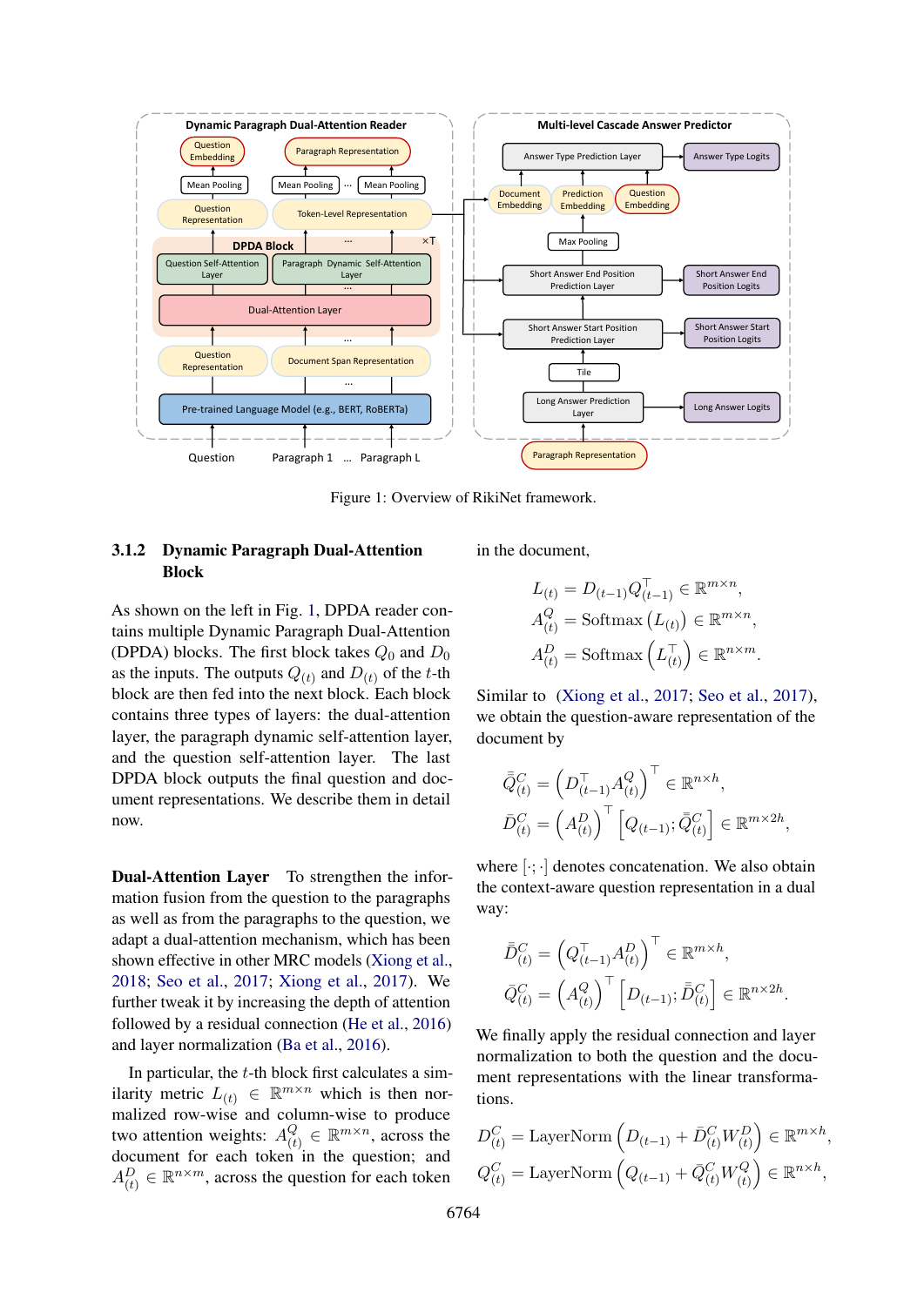Figure 1: Overview of RikiNet framework.

### 3.1.2 Dynamic Paragraph Dual-Attention Block

As shown on the left in Fig. 1, DPDA reader contains multiple Dynamic Paragraph Dual-Attention (DPDA) blocks. The first block takes $Q_0$ and $D_0$ as the inputs. The outputs $Q_{(t)}$ and $D_{(t)}$ of the $t$-th block are then fed into the next block. Each block contains three types of layers: the dual-attention layer, the paragraph dynamic self-attention layer, and the question self-attention layer. The last DPDA block outputs the final question and document representations. We describe them in detail now.

**Dual-Attention Layer** To strengthen the information fusion from the question to the paragraphs as well as from the paragraphs to the question, we adapt a dual-attention mechanism, which has been shown effective in other MRC models (Xiong et al., 2018; Seo et al., 2017; Xiong et al., 2017). We further tweak it by increasing the depth of attention followed by a residual connection (He et al., 2016) and layer normalization (Ba et al., 2016).

In particular, the $t$-th block first calculates a similarity metric $L_{(t)} \in \mathbb{R}^{m \times n}$ which is then normalized row-wise and column-wise to produce two attention weights: $A^Q_{(t)} \in \mathbb{R}^{m \times n}$, across the document for each token in the question; and $A^D_{(t)} \in \mathbb{R}^{n \times m}$, across the question for each token in the document,

$$
\begin{aligned}
L_{(t)} &= D_{(t-1)} Q_{(t-1)}^{\top} \in \mathbb{R}^{m \times n}, \\
A^Q_{(t)} &= \operatorname{Softmax}\left(L_{(t)}\right) \in \mathbb{R}^{m \times n}, \\
A^D_{(t)} &= \operatorname{Softmax}\left(L_{(t)}^{\top}\right) \in \mathbb{R}^{n \times m}.
\end{aligned}
$$

Similar to (Xiong et al., 2017; Seo et al., 2017), we obtain the question-aware representation of the document by

$$
\begin{aligned}
\bar{Q}^C_{(t)} &= \left(D_{(t-1)}^{\top} A^Q_{(t)}\right)^{\top} \in \mathbb{R}^{n \times h}, \\
\bar{D}^C_{(t)} &= \left(A^D_{(t)}\right)^{\top} \left[Q_{(t-1)}; \bar{Q}^C_{(t)}\right] \in \mathbb{R}^{m \times 2h},
\end{aligned}
$$

where $[\cdot;\cdot]$ denotes concatenation. We also obtain the context-aware question representation in a dual way:

$$
\begin{aligned}
\bar{D}^C_{(t)} &= \left(Q_{(t-1)}^{\top} A^D_{(t)}\right)^{\top} \in \mathbb{R}^{m \times h}, \\
\bar{Q}^C_{(t)} &= \left(A^Q_{(t)}\right)^{\top} \left[D_{(t-1)}; \bar{D}^C_{(t)}\right] \in \mathbb{R}^{n \times 2h}.
\end{aligned}
$$

We finally apply the residual connection and layer normalization to both the question and the document representations with the linear transformations.

$$
\begin{aligned}
D^C_{(t)} &= \operatorname{LayerNorm}\left(D_{(t-1)} + \bar{D}^C_{(t)} W^D_{(t)}\right) \in \mathbb{R}^{m \times h}, \\
Q^C_{(t)} &= \operatorname{LayerNorm}\left(Q_{(t-1)} + \bar{Q}^C_{(t)} W^Q_{(t)}\right) \in \mathbb{R}^{n \times h},
\end{aligned}
$$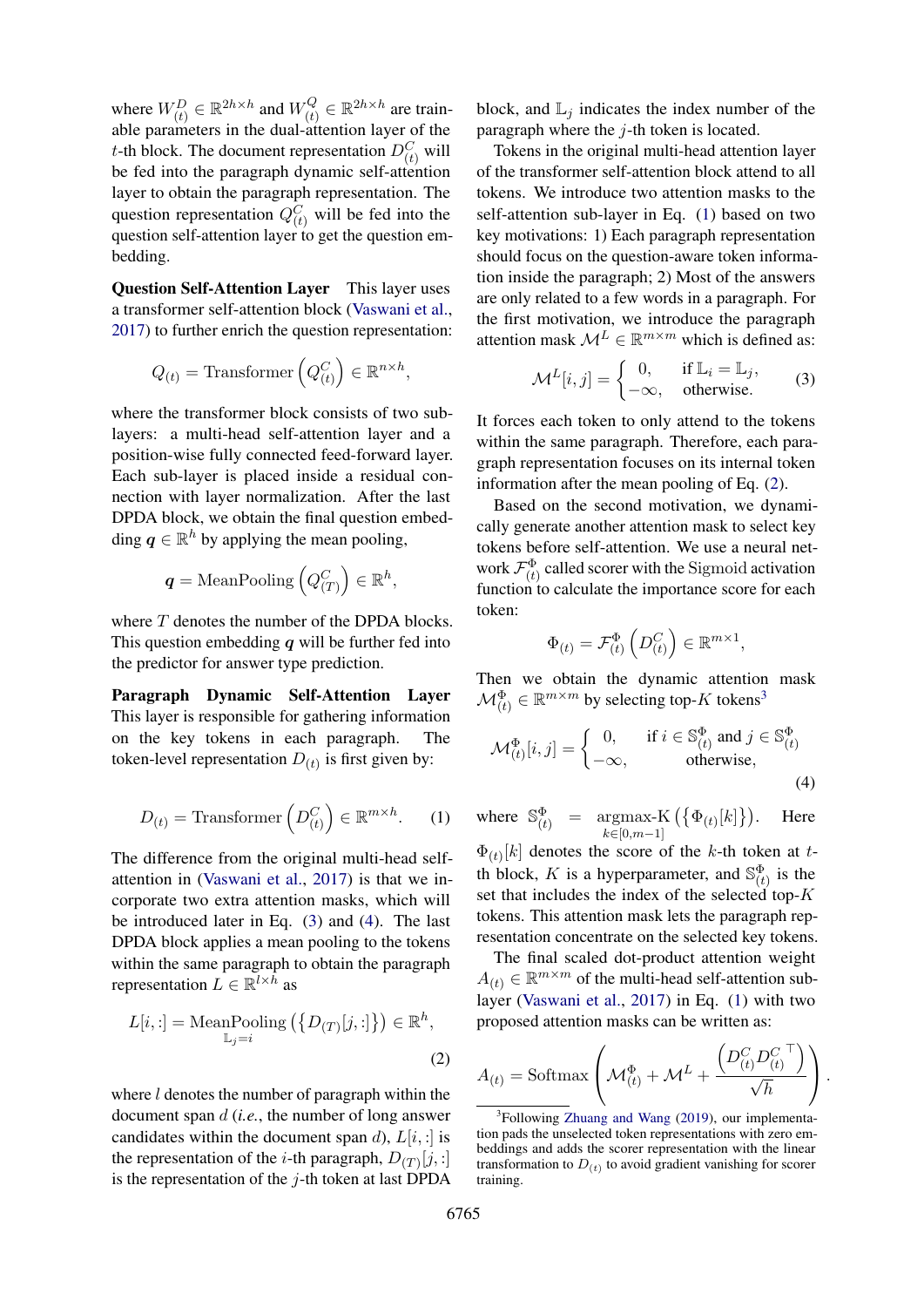where $W_{(t)}^{D} \in \mathbb{R}^{2h \times h}$ and $W_{(t)}^{Q} \in \mathbb{R}^{2h \times h}$ are trainable parameters in the dual-attention layer of the $t$-th block. The document representation $D_{(t)}^{C}$ will be fed into the paragraph dynamic self-attention layer to obtain the paragraph representation. The question representation $Q_{(t)}^{C}$ will be fed into the question self-attention layer to get the question embedding.

**Question Self-Attention Layer** This layer uses a transformer self-attention block (Vaswani et al., 2017) to further enrich the question representation:

$$Q_{(t)} = \text{Transformer}\left(Q_{(t)}^{C}\right) \in \mathbb{R}^{n \times h},$$

where the transformer block consists of two sub-layers: a multi-head self-attention layer and a position-wise fully connected feed-forward layer. Each sub-layer is placed inside a residual connection with layer normalization. After the last DPDA block, we obtain the final question embedding $\boldsymbol{q} \in \mathbb{R}^{h}$ by applying the mean pooling,

$$\boldsymbol{q} = \text{MeanPooling}\left(Q_{(T)}^{C}\right) \in \mathbb{R}^{h},$$

where $T$ denotes the number of the DPDA blocks. This question embedding $\boldsymbol{q}$ will be further fed into the predictor for answer type prediction.

**Paragraph Dynamic Self-Attention Layer** This layer is responsible for gathering information on the key tokens in each paragraph. The token-level representation $D_{(t)}$ is first given by:

$$D_{(t)} = \text{Transformer}\left(D_{(t)}^{C}\right) \in \mathbb{R}^{m \times h}. \quad (1)$$

The difference from the original multi-head self-attention in (Vaswani et al., 2017) is that we incorporate two extra attention masks, which will be introduced later in Eq. (3) and (4). The last DPDA block applies a mean pooling to the tokens within the same paragraph to obtain the paragraph representation $L \in \mathbb{R}^{l \times h}$ as

$$L[i,:] = \underset{\mathbb{L}_j = i}{\text{MeanPooling}}\left(\{D_{(T)}[j,:]\}\right) \in \mathbb{R}^{h}, \quad (2)$$

where $l$ denotes the number of paragraph within the document span $d$ (*i.e.*, the number of long answer candidates within the document span $d$), $L[i,:]$ is the representation of the $i$-th paragraph, $D_{(T)}[j,:]$ is the representation of the $j$-th token at last DPDA block, and $\mathbb{L}_j$ indicates the index number of the paragraph where the $j$-th token is located.

Tokens in the original multi-head attention layer of the transformer self-attention block attend to all tokens. We introduce two attention masks to the self-attention sub-layer in Eq. (1) based on two key motivations: 1) Each paragraph representation should focus on the question-aware token information inside the paragraph; 2) Most of the answers are only related to a few words in a paragraph. For the first motivation, we introduce the paragraph attention mask $\mathcal{M}^{L} \in \mathbb{R}^{m \times m}$ which is defined as:

$$\mathcal{M}^{L}[i,j] = \begin{cases} 0, & \text{if } \mathbb{L}_i = \mathbb{L}_j, \\ -\infty, & \text{otherwise}. \end{cases} \quad (3)$$

It forces each token to only attend to the tokens within the same paragraph. Therefore, each paragraph representation focuses on its internal token information after the mean pooling of Eq. (2).

Based on the second motivation, we dynamically generate another attention mask to select key tokens before self-attention. We use a neural network $\mathcal{F}_{(t)}^{\Phi}$ called scorer with the Sigmoid activation function to calculate the importance score for each token:

$$\Phi_{(t)} = \mathcal{F}_{(t)}^{\Phi}\left(D_{(t)}^{C}\right) \in \mathbb{R}^{m \times 1},$$

Then we obtain the dynamic attention mask $\mathcal{M}_{(t)}^{\Phi} \in \mathbb{R}^{m \times m}$ by selecting top-$K$ tokens[3]

$$\mathcal{M}_{(t)}^{\Phi}[i,j] = \begin{cases} 0, & \text{if } i \in \mathbb{S}_{(t)}^{\Phi} \text{ and } j \in \mathbb{S}_{(t)}^{\Phi} \\ -\infty, & \text{otherwise}, \end{cases} \quad (4)$$

where $\mathbb{S}_{(t)}^{\Phi} = \underset{k \in [0, m-1]}{\text{argmax-K}}\left(\{\Phi_{(t)}[k]\}\right)$. Here $\Phi_{(t)}[k]$ denotes the score of the $k$-th token at $t$-th block, $K$ is a hyperparameter, and $\mathbb{S}_{(t)}^{\Phi}$ is the set that includes the index of the selected top-$K$ tokens. This attention mask lets the paragraph representation concentrate on the selected key tokens.

The final scaled dot-product attention weight $A_{(t)} \in \mathbb{R}^{m \times m}$ of the multi-head self-attention sub-layer (Vaswani et al., 2017) in Eq. (1) with two proposed attention masks can be written as:

$$A_{(t)} = \text{Softmax}\left(\mathcal{M}_{(t)}^{\Phi} + \mathcal{M}^{L} + \frac{\left(D_{(t)}^{C} D_{(t)}^{C\,\top}\right)}{\sqrt{h}}\right).$$

[3] Following Zhuang and Wang (2019), our implementation pads the unselected token representations with zero embeddings and adds the scorer representation with the linear transformation to $D_{(t)}$ to avoid gradient vanishing for scorer training.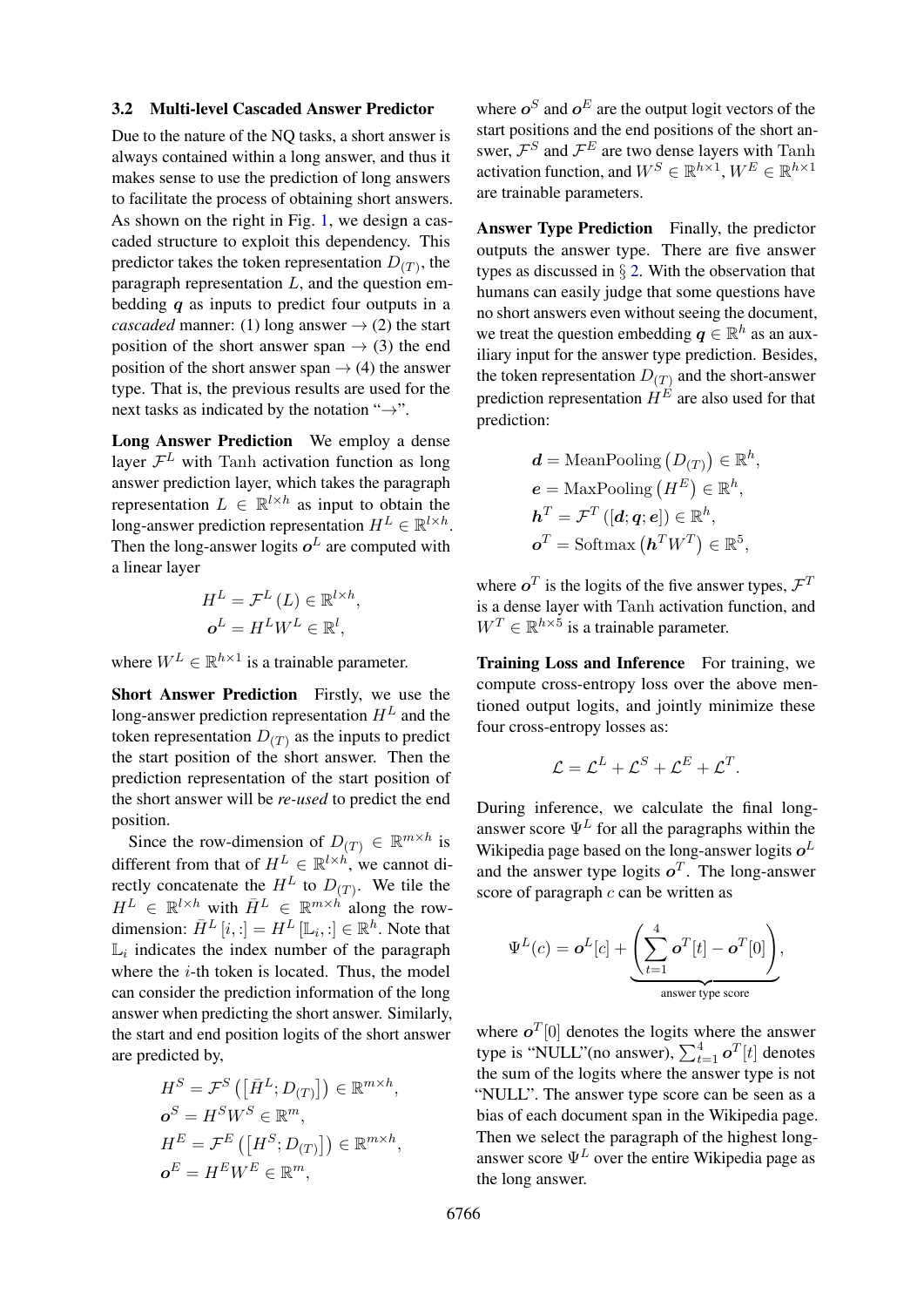### 3.2 Multi-level Cascaded Answer Predictor

Due to the nature of the NQ tasks, a short answer is always contained within a long answer, and thus it makes sense to use the prediction of long answers to facilitate the process of obtaining short answers. As shown on the right in Fig. 1, we design a cascaded structure to exploit this dependency. This predictor takes the token representation $D_{(T)}$, the paragraph representation $L$, and the question embedding $\boldsymbol{q}$ as inputs to predict four outputs in a *cascaded* manner: (1) long answer $\rightarrow$ (2) the start position of the short answer span $\rightarrow$ (3) the end position of the short answer span $\rightarrow$ (4) the answer type. That is, the previous results are used for the next tasks as indicated by the notation "$\rightarrow$".

**Long Answer Prediction** We employ a dense layer $\mathcal{F}^L$ with $\mathrm{Tanh}$ activation function as long answer prediction layer, which takes the paragraph representation $L \in \mathbb{R}^{l \times h}$ as input to obtain the long-answer prediction representation $H^L \in \mathbb{R}^{l \times h}$. Then the long-answer logits $\boldsymbol{o}^L$ are computed with a linear layer

$$
\begin{aligned}
H^L &= \mathcal{F}^L(L) \in \mathbb{R}^{l \times h}, \\
\boldsymbol{o}^L &= H^L W^L \in \mathbb{R}^{l},
\end{aligned}
$$

where $W^L \in \mathbb{R}^{h \times 1}$ is a trainable parameter.

**Short Answer Prediction** Firstly, we use the long-answer prediction representation $H^L$ and the token representation $D_{(T)}$ as the inputs to predict the start position of the short answer. Then the prediction representation of the start position of the short answer will be *re-used* to predict the end position.

Since the row-dimension of $D_{(T)} \in \mathbb{R}^{m \times h}$ is different from that of $H^L \in \mathbb{R}^{l \times h}$, we cannot directly concatenate the $H^L$ to $D_{(T)}$. We tile the $H^L \in \mathbb{R}^{l \times h}$ with $\bar{H}^L \in \mathbb{R}^{m \times h}$ along the row-dimension: $\bar{H}^L[i,:] = H^L[\mathbb{L}_i,:] \in \mathbb{R}^h$. Note that $\mathbb{L}_i$ indicates the index number of the paragraph where the $i$-th token is located. Thus, the model can consider the prediction information of the long answer when predicting the short answer. Similarly, the start and end position logits of the short answer are predicted by,

$$
\begin{aligned}
H^S &= \mathcal{F}^S\left(\left[\bar{H}^L; D_{(T)}\right]\right) \in \mathbb{R}^{m \times h}, \\
\boldsymbol{o}^S &= H^S W^S \in \mathbb{R}^{m}, \\
H^E &= \mathcal{F}^E\left(\left[H^S; D_{(T)}\right]\right) \in \mathbb{R}^{m \times h}, \\
\boldsymbol{o}^E &= H^E W^E \in \mathbb{R}^{m},
\end{aligned}
$$

where $\boldsymbol{o}^S$ and $\boldsymbol{o}^E$ are the output logit vectors of the start positions and the end positions of the short answer, $\mathcal{F}^S$ and $\mathcal{F}^E$ are two dense layers with $\mathrm{Tanh}$ activation function, and $W^S \in \mathbb{R}^{h \times 1}$, $W^E \in \mathbb{R}^{h \times 1}$ are trainable parameters.

**Answer Type Prediction** Finally, the predictor outputs the answer type. There are five answer types as discussed in § 2. With the observation that humans can easily judge that some questions have no short answers even without seeing the document, we treat the question embedding $\boldsymbol{q} \in \mathbb{R}^h$ as an auxiliary input for the answer type prediction. Besides, the token representation $D_{(T)}$ and the short-answer prediction representation $H^E$ are also used for that prediction:

$$
\begin{aligned}
\boldsymbol{d} &= \mathrm{MeanPooling}\left(D_{(T)}\right) \in \mathbb{R}^h, \\
\boldsymbol{e} &= \mathrm{MaxPooling}\left(H^E\right) \in \mathbb{R}^h, \\
\boldsymbol{h}^T &= \mathcal{F}^T\left([\boldsymbol{d}; \boldsymbol{q}; \boldsymbol{e}]\right) \in \mathbb{R}^h, \\
\boldsymbol{o}^T &= \mathrm{Softmax}\left(\boldsymbol{h}^T W^T\right) \in \mathbb{R}^5,
\end{aligned}
$$

where $\boldsymbol{o}^T$ is the logits of the five answer types, $\mathcal{F}^T$ is a dense layer with $\mathrm{Tanh}$ activation function, and $W^T \in \mathbb{R}^{h \times 5}$ is a trainable parameter.

**Training Loss and Inference** For training, we compute cross-entropy loss over the above mentioned output logits, and jointly minimize these four cross-entropy losses as:

$$
\mathcal{L} = \mathcal{L}^L + \mathcal{L}^S + \mathcal{L}^E + \mathcal{L}^T.
$$

During inference, we calculate the final long-answer score $\Psi^L$ for all the paragraphs within the Wikipedia page based on the long-answer logits $\boldsymbol{o}^L$ and the answer type logits $\boldsymbol{o}^T$. The long-answer score of paragraph $c$ can be written as

$$
\Psi^L(c) = \boldsymbol{o}^L[c] + \underbrace{\left(\sum_{t=1}^{4} \boldsymbol{o}^T[t] - \boldsymbol{o}^T[0]\right)}_{\text{answer type score}},
$$

where $\boldsymbol{o}^T[0]$ denotes the logits where the answer type is "NULL"(no answer), $\sum_{t=1}^{4} \boldsymbol{o}^T[t]$ denotes the sum of the logits where the answer type is not "NULL". The answer type score can be seen as a bias of each document span in the Wikipedia page. Then we select the paragraph of the highest long-answer score $\Psi^L$ over the entire Wikipedia page as the long answer.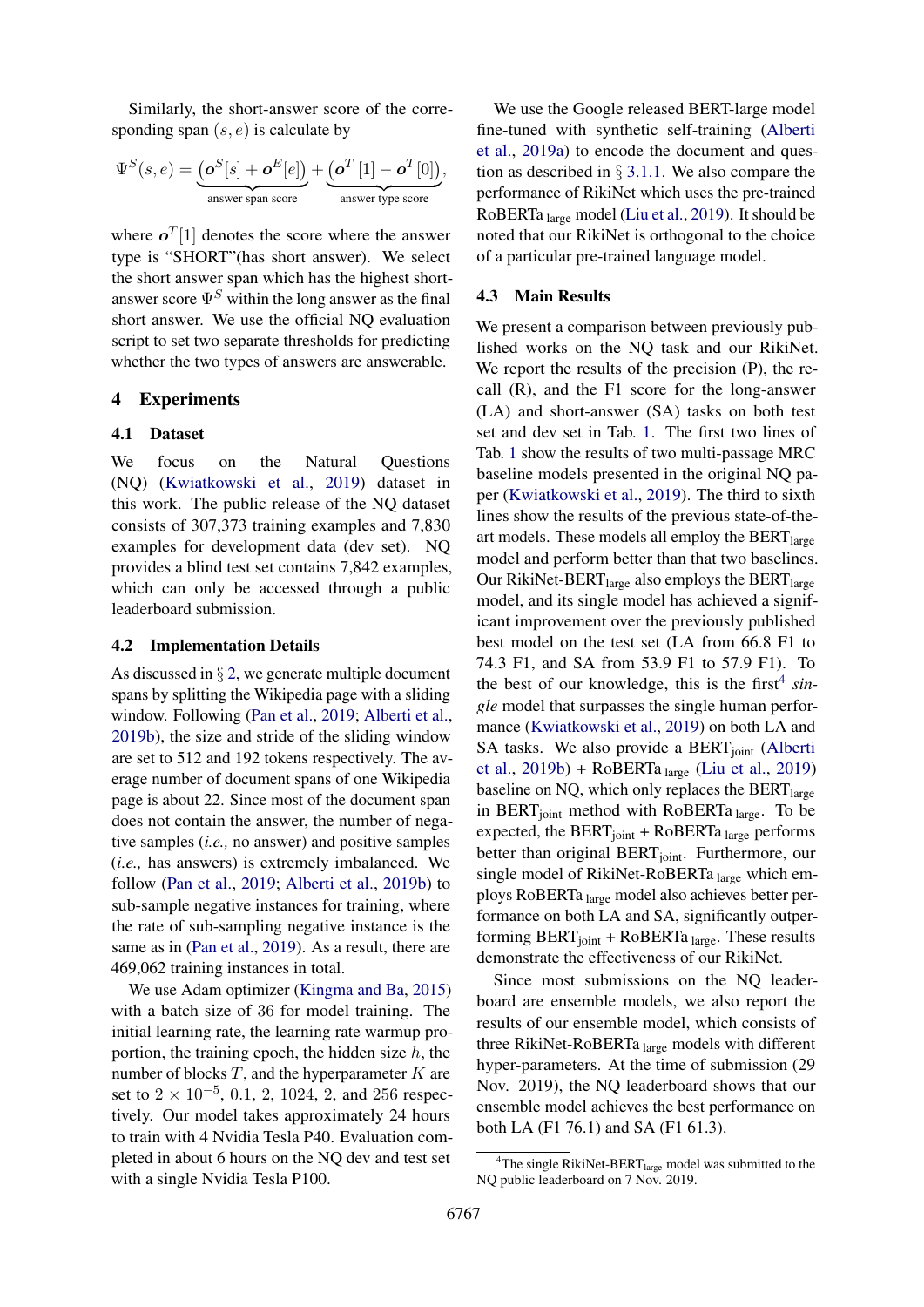Similarly, the short-answer score of the corresponding span $(s, e)$ is calculate by

$$\Psi^S(s,e) = \underbrace{\left(\boldsymbol{o}^S[s] + \boldsymbol{o}^E[e]\right)}_{\text{answer span score}} + \underbrace{\left(\boldsymbol{o}^T[1] - \boldsymbol{o}^T[0]\right)}_{\text{answer type score}},$$

where $\boldsymbol{o}^T[1]$ denotes the score where the answer type is "SHORT"(has short answer). We select the short answer span which has the highest short-answer score $\Psi^S$ within the long answer as the final short answer. We use the official NQ evaluation script to set two separate thresholds for predicting whether the two types of answers are answerable.

## 4 Experiments

### 4.1 Dataset

We focus on the Natural Questions (NQ) (Kwiatkowski et al., 2019) dataset in this work. The public release of the NQ dataset consists of 307,373 training examples and 7,830 examples for development data (dev set). NQ provides a blind test set contains 7,842 examples, which can only be accessed through a public leaderboard submission.

### 4.2 Implementation Details

As discussed in § 2, we generate multiple document spans by splitting the Wikipedia page with a sliding window. Following (Pan et al., 2019; Alberti et al., 2019b), the size and stride of the sliding window are set to 512 and 192 tokens respectively. The average number of document spans of one Wikipedia page is about 22. Since most of the document span does not contain the answer, the number of negative samples (*i.e.,* no answer) and positive samples (*i.e.,* has answers) is extremely imbalanced. We follow (Pan et al., 2019; Alberti et al., 2019b) to sub-sample negative instances for training, where the rate of sub-sampling negative instance is the same as in (Pan et al., 2019). As a result, there are 469,062 training instances in total.

We use Adam optimizer (Kingma and Ba, 2015) with a batch size of 36 for model training. The initial learning rate, the learning rate warmup proportion, the training epoch, the hidden size $h$, the number of blocks $T$, and the hyperparameter $K$ are set to $2 \times 10^{-5}$, 0.1, 2, 1024, 2, and 256 respectively. Our model takes approximately 24 hours to train with 4 Nvidia Tesla P40. Evaluation completed in about 6 hours on the NQ dev and test set with a single Nvidia Tesla P100.

We use the Google released BERT-large model fine-tuned with synthetic self-training (Alberti et al., 2019a) to encode the document and question as described in § 3.1.1. We also compare the performance of RikiNet which uses the pre-trained RoBERTa $_{\text{large}}$ model (Liu et al., 2019). It should be noted that our RikiNet is orthogonal to the choice of a particular pre-trained language model.

### 4.3 Main Results

We present a comparison between previously published works on the NQ task and our RikiNet. We report the results of the precision (P), the recall (R), and the F1 score for the long-answer (LA) and short-answer (SA) tasks on both test set and dev set in Tab. 1. The first two lines of Tab. 1 show the results of two multi-passage MRC baseline models presented in the original NQ paper (Kwiatkowski et al., 2019). The third to sixth lines show the results of the previous state-of-the-art models. These models all employ the BERT$_{\text{large}}$ model and perform better than that two baselines. Our RikiNet-BERT$_{\text{large}}$ also employs the BERT$_{\text{large}}$ model, and its single model has achieved a significant improvement over the previously published best model on the test set (LA from 66.8 F1 to 74.3 F1, and SA from 53.9 F1 to 57.9 F1). To the best of our knowledge, this is the first[4] *single* model that surpasses the single human performance (Kwiatkowski et al., 2019) on both LA and SA tasks. We also provide a BERT$_{\text{joint}}$ (Alberti et al., 2019b) + RoBERTa $_{\text{large}}$ (Liu et al., 2019) baseline on NQ, which only replaces the BERT$_{\text{large}}$ in BERT$_{\text{joint}}$ method with RoBERTa $_{\text{large}}$. To be expected, the BERT$_{\text{joint}}$ + RoBERTa $_{\text{large}}$ performs better than original BERT$_{\text{joint}}$. Furthermore, our single model of RikiNet-RoBERTa $_{\text{large}}$ which employs RoBERTa $_{\text{large}}$ model also achieves better performance on both LA and SA, significantly outperforming BERT$_{\text{joint}}$ + RoBERTa $_{\text{large}}$. These results demonstrate the effectiveness of our RikiNet.

Since most submissions on the NQ leaderboard are ensemble models, we also report the results of our ensemble model, which consists of three RikiNet-RoBERTa $_{\text{large}}$ models with different hyper-parameters. At the time of submission (29 Nov. 2019), the NQ leaderboard shows that our ensemble model achieves the best performance on both LA (F1 76.1) and SA (F1 61.3).

[4]The single RikiNet-BERT$_{\text{large}}$ model was submitted to the NQ public leaderboard on 7 Nov. 2019.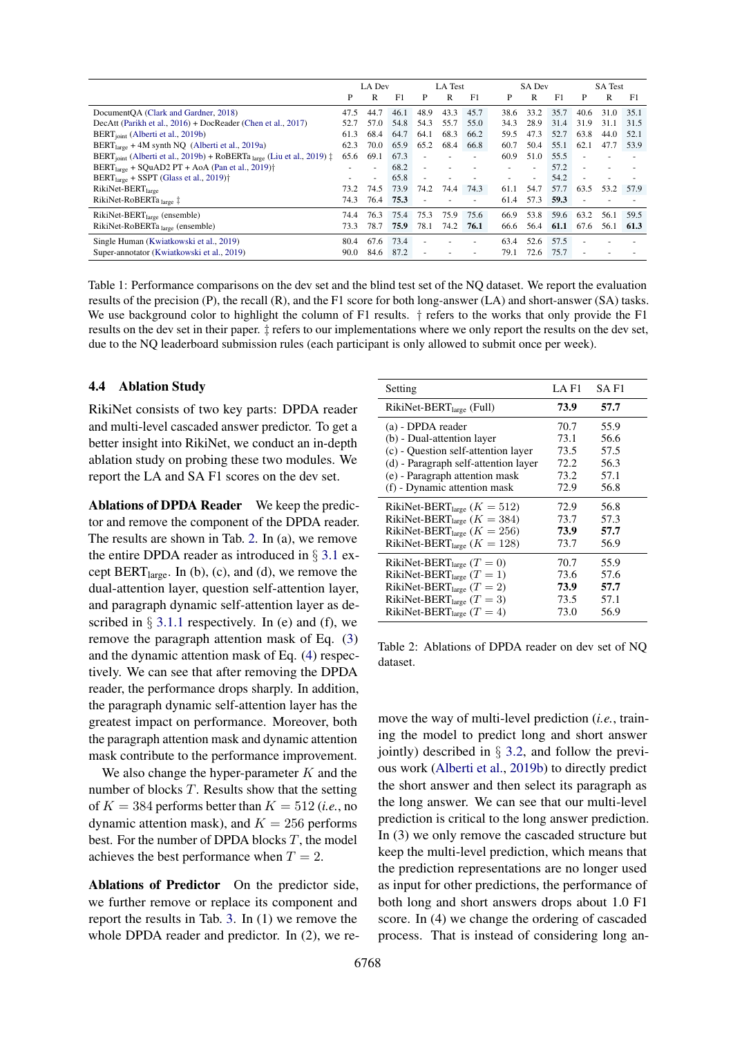| | LA Dev | | | LA Test | | | SA Dev | | | SA Test | | |
|---|---|---|---|---|---|---|---|---|---|---|---|---|
| | P | R | F1 | P | R | F1 | P | R | F1 | P | R | F1 |
| DocumentQA (Clark and Gardner, 2018) | 47.5 | 44.7 | 46.1 | 48.9 | 43.3 | 45.7 | 38.6 | 33.2 | 35.7 | 40.6 | 31.0 | 35.1 |
| DecAtt (Parikh et al., 2016) + DocReader (Chen et al., 2017) | 52.7 | 57.0 | 54.8 | 54.3 | 55.7 | 55.0 | 34.3 | 28.9 | 31.4 | 31.9 | 31.1 | 31.5 |
| $\text{BERT}_{\text{joint}}$ (Alberti et al., 2019b) | 61.3 | 68.4 | 64.7 | 64.1 | 68.3 | 66.2 | 59.5 | 47.3 | 52.7 | 63.8 | 44.0 | 52.1 |
| $\text{BERT}_{\text{large}}$ + 4M synth NQ (Alberti et al., 2019a) | 62.3 | 70.0 | 65.9 | 65.2 | 68.4 | 66.8 | 60.7 | 50.4 | 55.1 | 62.1 | 47.7 | 53.9 |
| $\text{BERT}_{\text{joint}}$ (Alberti et al., 2019b) + $\text{RoBERTa}_{\text{large}}$ (Liu et al., 2019) ‡ | 65.6 | 69.1 | 67.3 | - | - | - | 60.9 | 51.0 | 55.5 | - | - | - |
| $\text{BERT}_{\text{large}}$ + SQuAD2 PT + AoA (Pan et al., 2019)† | - | - | 68.2 | - | - | - | - | - | 57.2 | - | - | - |
| $\text{BERT}_{\text{large}}$ + SSPT (Glass et al., 2019)† | - | - | 65.8 | - | - | - | - | - | 54.2 | - | - | - |
| RikiNet-$\text{BERT}_{\text{large}}$ | 73.2 | 74.5 | 73.9 | 74.2 | 74.4 | 74.3 | 61.1 | 54.7 | 57.7 | 63.5 | 53.2 | 57.9 |
| RikiNet-$\text{RoBERTa}_{\text{large}}$ ‡ | 74.3 | 76.4 | **75.3** | - | - | - | 61.4 | 57.3 | **59.3** | - | - | - |
| RikiNet-$\text{BERT}_{\text{large}}$ (ensemble) | 74.4 | 76.3 | 75.4 | 75.3 | 75.9 | 75.6 | 66.9 | 53.8 | 59.6 | 63.2 | 56.1 | 59.5 |
| RikiNet-$\text{RoBERTa}_{\text{large}}$ (ensemble) | 73.3 | 78.7 | **75.9** | 78.1 | 74.2 | **76.1** | 66.6 | 56.4 | **61.1** | 67.6 | 56.1 | **61.3** |
| Single Human (Kwiatkowski et al., 2019) | 80.4 | 67.6 | 73.4 | - | - | - | 63.4 | 52.6 | 57.5 | - | - | - |
| Super-annotator (Kwiatkowski et al., 2019) | 90.0 | 84.6 | 87.2 | - | - | - | 79.1 | 72.6 | 75.7 | - | - | - |

Table 1: Performance comparisons on the dev set and the blind test set of the NQ dataset. We report the evaluation results of the precision (P), the recall (R), and the F1 score for both long-answer (LA) and short-answer (SA) tasks. We use background color to highlight the column of F1 results. † refers to the works that only provide the F1 results on the dev set in their paper. ‡ refers to our implementations where we only report the results on the dev set, due to the NQ leaderboard submission rules (each participant is only allowed to submit once per week).

### 4.4 Ablation Study

RikiNet consists of two key parts: DPDA reader and multi-level cascaded answer predictor. To get a better insight into RikiNet, we conduct an in-depth ablation study on probing these two modules. We report the LA and SA F1 scores on the dev set.

**Ablations of DPDA Reader** We keep the predictor and remove the component of the DPDA reader. The results are shown in Tab. 2. In (a), we remove the entire DPDA reader as introduced in § 3.1 except $\text{BERT}_{\text{large}}$. In (b), (c), and (d), we remove the dual-attention layer, question self-attention layer, and paragraph dynamic self-attention layer as described in § 3.1.1 respectively. In (e) and (f), we remove the paragraph attention mask of Eq. (3) and the dynamic attention mask of Eq. (4) respectively. We can see that after removing the DPDA reader, the performance drops sharply. In addition, the paragraph dynamic self-attention layer has the greatest impact on performance. Moreover, both the paragraph attention mask and dynamic attention mask contribute to the performance improvement.

We also change the hyper-parameter $K$ and the number of blocks $T$. Results show that the setting of $K = 384$ performs better than $K = 512$ (*i.e.*, no dynamic attention mask), and $K = 256$ performs best. For the number of DPDA blocks $T$, the model achieves the best performance when $T = 2$.

| Setting | LA F1 | SA F1 |
|---|---|---|
| RikiNet-$\text{BERT}_{\text{large}}$ (Full) | **73.9** | **57.7** |
| (a) - DPDA reader | 70.7 | 55.9 |
| (b) - Dual-attention layer | 73.1 | 56.6 |
| (c) - Question self-attention layer | 73.5 | 57.5 |
| (d) - Paragraph self-attention layer | 72.2 | 56.3 |
| (e) - Paragraph attention mask | 73.2 | 57.1 |
| (f) - Dynamic attention mask | 72.9 | 56.8 |
| RikiNet-$\text{BERT}_{\text{large}}$ ($K = 512$) | 72.9 | 56.8 |
| RikiNet-$\text{BERT}_{\text{large}}$ ($K = 384$) | 73.7 | 57.3 |
| RikiNet-$\text{BERT}_{\text{large}}$ ($K = 256$) | **73.9** | **57.7** |
| RikiNet-$\text{BERT}_{\text{large}}$ ($K = 128$) | 73.7 | 56.9 |
| RikiNet-$\text{BERT}_{\text{large}}$ ($T = 0$) | 70.7 | 55.9 |
| RikiNet-$\text{BERT}_{\text{large}}$ ($T = 1$) | 73.6 | 57.6 |
| RikiNet-$\text{BERT}_{\text{large}}$ ($T = 2$) | **73.9** | **57.7** |
| RikiNet-$\text{BERT}_{\text{large}}$ ($T = 3$) | 73.5 | 57.1 |
| RikiNet-$\text{BERT}_{\text{large}}$ ($T = 4$) | 73.0 | 56.9 |

Table 2: Ablations of DPDA reader on dev set of NQ dataset.

**Ablations of Predictor** On the predictor side, we further remove or replace its component and report the results in Tab. 3. In (1) we remove the whole DPDA reader and predictor. In (2), we remove the way of multi-level prediction (*i.e.*, training the model to predict long and short answer jointly) described in § 3.2, and follow the previous work (Alberti et al., 2019b) to directly predict the short answer and then select its paragraph as the long answer. We can see that our multi-level prediction is critical to the long answer prediction. In (3) we only remove the cascaded structure but keep the multi-level prediction, which means that the prediction representations are no longer used as input for other predictions, the performance of both long and short answers drops about 1.0 F1 score. In (4) we change the ordering of cascaded process. That is instead of considering long an-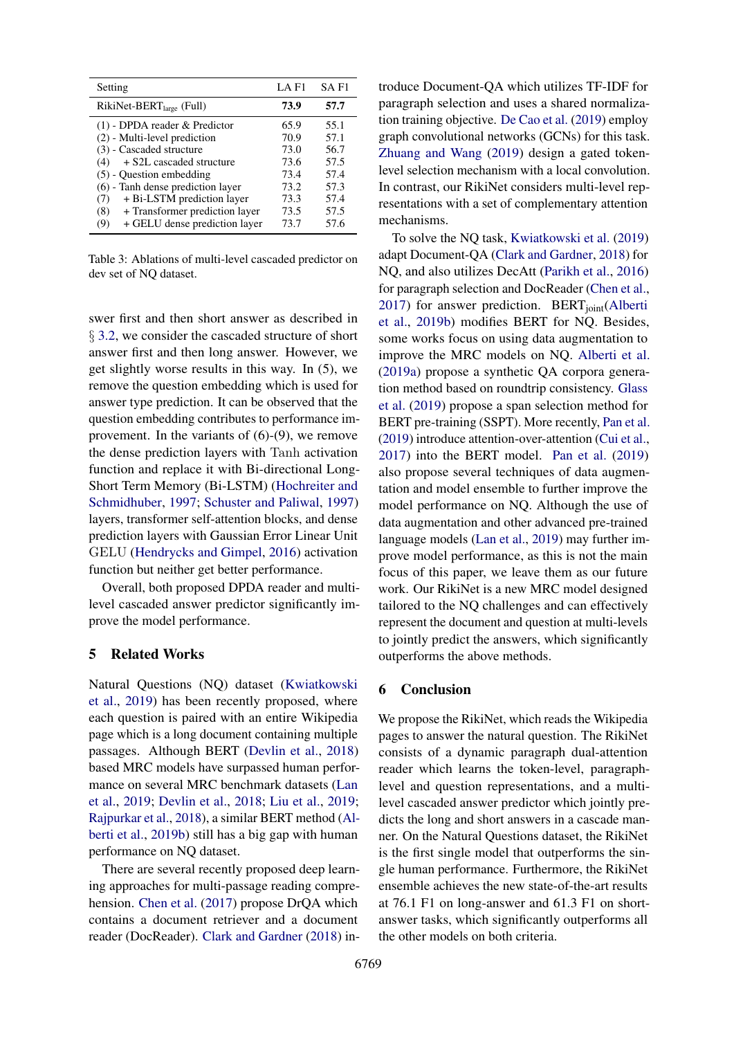| Setting | LA F1 | SA F1 |
|---|---|---|
| RikiNet-BERT$_{\text{large}}$ (Full) | **73.9** | **57.7** |
| (1) - DPDA reader & Predictor | 65.9 | 55.1 |
| (2) - Multi-level prediction | 70.9 | 57.1 |
| (3) - Cascaded structure | 73.0 | 56.7 |
| (4) + S2L cascaded structure | 73.6 | 57.5 |
| (5) - Question embedding | 73.4 | 57.4 |
| (6) - Tanh dense prediction layer | 73.2 | 57.3 |
| (7) + Bi-LSTM prediction layer | 73.3 | 57.4 |
| (8) + Transformer prediction layer | 73.5 | 57.5 |
| (9) + GELU dense prediction layer | 73.7 | 57.6 |

Table 3: Ablations of multi-level cascaded predictor on dev set of NQ dataset.

swer first and then short answer as described in § 3.2, we consider the cascaded structure of short answer first and then long answer. However, we get slightly worse results in this way. In (5), we remove the question embedding which is used for answer type prediction. It can be observed that the question embedding contributes to performance improvement. In the variants of (6)-(9), we remove the dense prediction layers with Tanh activation function and replace it with Bi-directional Long-Short Term Memory (Bi-LSTM) (Hochreiter and Schmidhuber, 1997; Schuster and Paliwal, 1997) layers, transformer self-attention blocks, and dense prediction layers with Gaussian Error Linear Unit GELU (Hendrycks and Gimpel, 2016) activation function but neither get better performance.

Overall, both proposed DPDA reader and multi-level cascaded answer predictor significantly improve the model performance.

## 5 Related Works

Natural Questions (NQ) dataset (Kwiatkowski et al., 2019) has been recently proposed, where each question is paired with an entire Wikipedia page which is a long document containing multiple passages. Although BERT (Devlin et al., 2018) based MRC models have surpassed human performance on several MRC benchmark datasets (Lan et al., 2019; Devlin et al., 2018; Liu et al., 2019; Rajpurkar et al., 2018), a similar BERT method (Alberti et al., 2019b) still has a big gap with human performance on NQ dataset.

There are several recently proposed deep learning approaches for multi-passage reading comprehension. Chen et al. (2017) propose DrQA which contains a document retriever and a document reader (DocReader). Clark and Gardner (2018) introduce Document-QA which utilizes TF-IDF for paragraph selection and uses a shared normalization training objective. De Cao et al. (2019) employ graph convolutional networks (GCNs) for this task. Zhuang and Wang (2019) design a gated token-level selection mechanism with a local convolution. In contrast, our RikiNet considers multi-level representations with a set of complementary attention mechanisms.

To solve the NQ task, Kwiatkowski et al. (2019) adapt Document-QA (Clark and Gardner, 2018) for NQ, and also utilizes DecAtt (Parikh et al., 2016) for paragraph selection and DocReader (Chen et al., 2017) for answer prediction. BERT$_{\text{joint}}$(Alberti et al., 2019b) modifies BERT for NQ. Besides, some works focus on using data augmentation to improve the MRC models on NQ. Alberti et al. (2019a) propose a synthetic QA corpora generation method based on roundtrip consistency. Glass et al. (2019) propose a span selection method for BERT pre-training (SSPT). More recently, Pan et al. (2019) introduce attention-over-attention (Cui et al., 2017) into the BERT model. Pan et al. (2019) also propose several techniques of data augmentation and model ensemble to further improve the model performance on NQ. Although the use of data augmentation and other advanced pre-trained language models (Lan et al., 2019) may further improve model performance, as this is not the main focus of this paper, we leave them as our future work. Our RikiNet is a new MRC model designed tailored to the NQ challenges and can effectively represent the document and question at multi-levels to jointly predict the answers, which significantly outperforms the above methods.

## 6 Conclusion

We propose the RikiNet, which reads the Wikipedia pages to answer the natural question. The RikiNet consists of a dynamic paragraph dual-attention reader which learns the token-level, paragraph-level and question representations, and a multi-level cascaded answer predictor which jointly predicts the long and short answers in a cascade manner. On the Natural Questions dataset, the RikiNet is the first single model that outperforms the single human performance. Furthermore, the RikiNet ensemble achieves the new state-of-the-art results at 76.1 F1 on long-answer and 61.3 F1 on short-answer tasks, which significantly outperforms all the other models on both criteria.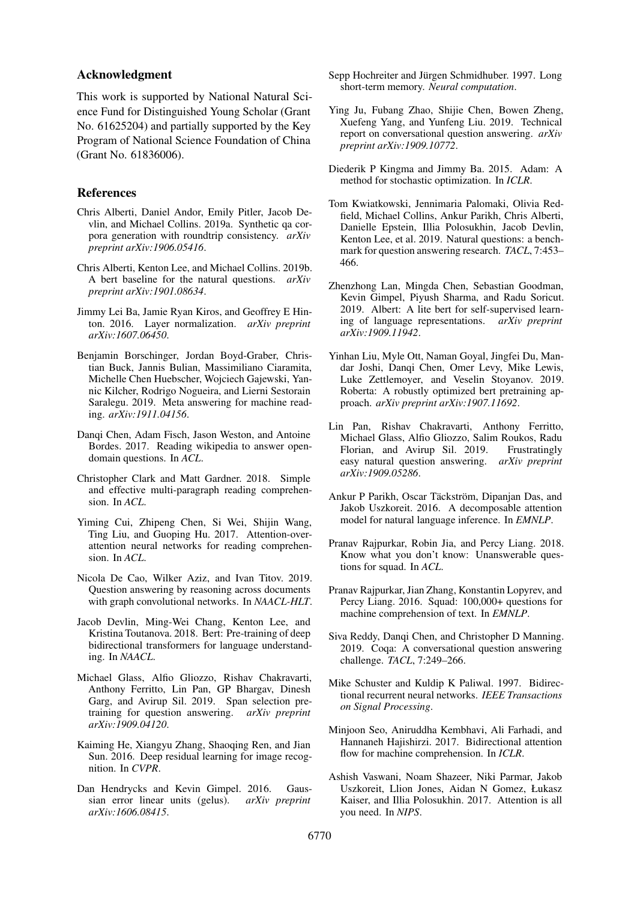## Acknowledgment

This work is supported by National Natural Science Fund for Distinguished Young Scholar (Grant No. 61625204) and partially supported by the Key Program of National Science Foundation of China (Grant No. 61836006).

## References

Chris Alberti, Daniel Andor, Emily Pitler, Jacob Devlin, and Michael Collins. 2019a. Synthetic qa corpora generation with roundtrip consistency. *arXiv preprint arXiv:1906.05416*.

Chris Alberti, Kenton Lee, and Michael Collins. 2019b. A bert baseline for the natural questions. *arXiv preprint arXiv:1901.08634*.

Jimmy Lei Ba, Jamie Ryan Kiros, and Geoffrey E Hinton. 2016. Layer normalization. *arXiv preprint arXiv:1607.06450*.

Benjamin Borschinger, Jordan Boyd-Graber, Christian Buck, Jannis Bulian, Massimiliano Ciaramita, Michelle Chen Huebscher, Wojciech Gajewski, Yannic Kilcher, Rodrigo Nogueira, and Lierni Sestorain Saralegu. 2019. Meta answering for machine reading. *arXiv:1911.04156*.

Danqi Chen, Adam Fisch, Jason Weston, and Antoine Bordes. 2017. Reading wikipedia to answer open-domain questions. In *ACL*.

Christopher Clark and Matt Gardner. 2018. Simple and effective multi-paragraph reading comprehension. In *ACL*.

Yiming Cui, Zhipeng Chen, Si Wei, Shijin Wang, Ting Liu, and Guoping Hu. 2017. Attention-over-attention neural networks for reading comprehension. In *ACL*.

Nicola De Cao, Wilker Aziz, and Ivan Titov. 2019. Question answering by reasoning across documents with graph convolutional networks. In *NAACL-HLT*.

Jacob Devlin, Ming-Wei Chang, Kenton Lee, and Kristina Toutanova. 2018. Bert: Pre-training of deep bidirectional transformers for language understanding. In *NAACL*.

Michael Glass, Alfio Gliozzo, Rishav Chakravarti, Anthony Ferritto, Lin Pan, GP Bhargav, Dinesh Garg, and Avirup Sil. 2019. Span selection pre-training for question answering. *arXiv preprint arXiv:1909.04120*.

Kaiming He, Xiangyu Zhang, Shaoqing Ren, and Jian Sun. 2016. Deep residual learning for image recognition. In *CVPR*.

Dan Hendrycks and Kevin Gimpel. 2016. Gaussian error linear units (gelus). *arXiv preprint arXiv:1606.08415*.

Sepp Hochreiter and Jürgen Schmidhuber. 1997. Long short-term memory. *Neural computation*.

Ying Ju, Fubang Zhao, Shijie Chen, Bowen Zheng, Xuefeng Yang, and Yunfeng Liu. 2019. Technical report on conversational question answering. *arXiv preprint arXiv:1909.10772*.

Diederik P Kingma and Jimmy Ba. 2015. Adam: A method for stochastic optimization. In *ICLR*.

Tom Kwiatkowski, Jennimaria Palomaki, Olivia Redfield, Michael Collins, Ankur Parikh, Chris Alberti, Danielle Epstein, Illia Polosukhin, Jacob Devlin, Kenton Lee, et al. 2019. Natural questions: a benchmark for question answering research. *TACL*, 7:453–466.

Zhenzhong Lan, Mingda Chen, Sebastian Goodman, Kevin Gimpel, Piyush Sharma, and Radu Soricut. 2019. Albert: A lite bert for self-supervised learning of language representations. *arXiv preprint arXiv:1909.11942*.

Yinhan Liu, Myle Ott, Naman Goyal, Jingfei Du, Mandar Joshi, Danqi Chen, Omer Levy, Mike Lewis, Luke Zettlemoyer, and Veselin Stoyanov. 2019. Roberta: A robustly optimized bert pretraining approach. *arXiv preprint arXiv:1907.11692*.

Lin Pan, Rishav Chakravarti, Anthony Ferritto, Michael Glass, Alfio Gliozzo, Salim Roukos, Radu Florian, and Avirup Sil. 2019. Frustratingly easy natural question answering. *arXiv preprint arXiv:1909.05286*.

Ankur P Parikh, Oscar Täckström, Dipanjan Das, and Jakob Uszkoreit. 2016. A decomposable attention model for natural language inference. In *EMNLP*.

Pranav Rajpurkar, Robin Jia, and Percy Liang. 2018. Know what you don't know: Unanswerable questions for squad. In *ACL*.

Pranav Rajpurkar, Jian Zhang, Konstantin Lopyrev, and Percy Liang. 2016. Squad: 100,000+ questions for machine comprehension of text. In *EMNLP*.

Siva Reddy, Danqi Chen, and Christopher D Manning. 2019. Coqa: A conversational question answering challenge. *TACL*, 7:249–266.

Mike Schuster and Kuldip K Paliwal. 1997. Bidirectional recurrent neural networks. *IEEE Transactions on Signal Processing*.

Minjoon Seo, Aniruddha Kembhavi, Ali Farhadi, and Hannaneh Hajishirzi. 2017. Bidirectional attention flow for machine comprehension. In *ICLR*.

Ashish Vaswani, Noam Shazeer, Niki Parmar, Jakob Uszkoreit, Llion Jones, Aidan N Gomez, Łukasz Kaiser, and Illia Polosukhin. 2017. Attention is all you need. In *NIPS*.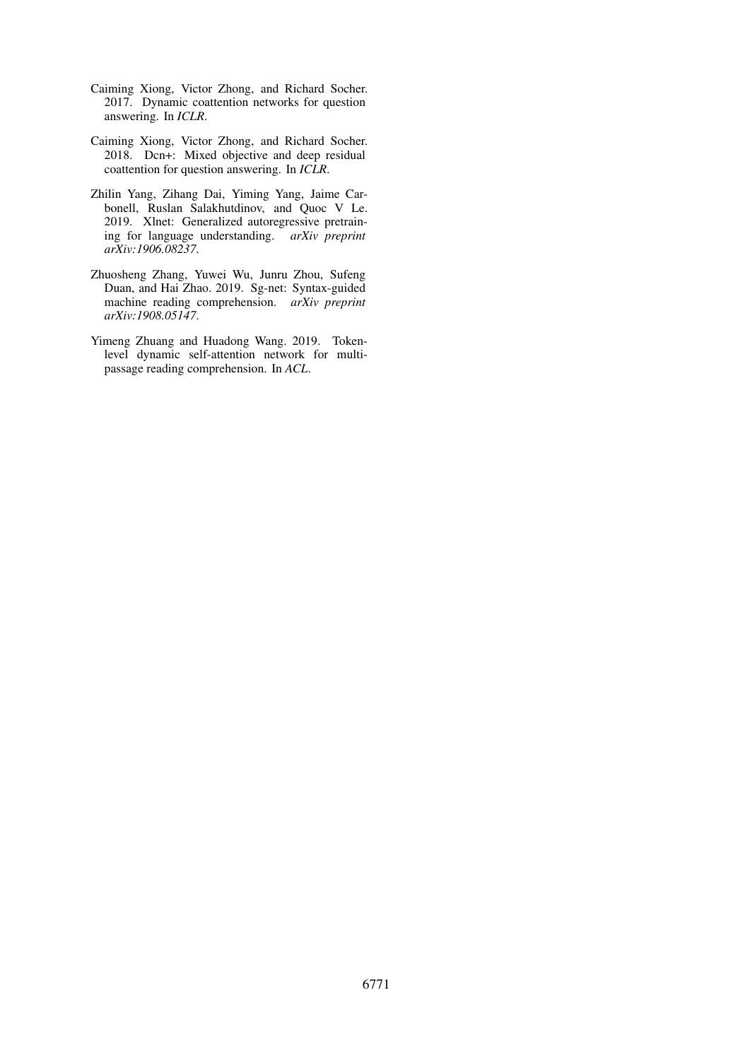Caiming Xiong, Victor Zhong, and Richard Socher. 2017. Dynamic coattention networks for question answering. In *ICLR*.

Caiming Xiong, Victor Zhong, and Richard Socher. 2018. Dcn+: Mixed objective and deep residual coattention for question answering. In *ICLR*.

Zhilin Yang, Zihang Dai, Yiming Yang, Jaime Carbonell, Ruslan Salakhutdinov, and Quoc V Le. 2019. Xlnet: Generalized autoregressive pretraining for language understanding. *arXiv preprint arXiv:1906.08237*.

Zhuosheng Zhang, Yuwei Wu, Junru Zhou, Sufeng Duan, and Hai Zhao. 2019. Sg-net: Syntax-guided machine reading comprehension. *arXiv preprint arXiv:1908.05147*.

Yimeng Zhuang and Huadong Wang. 2019. Token-level dynamic self-attention network for multi-passage reading comprehension. In *ACL*.